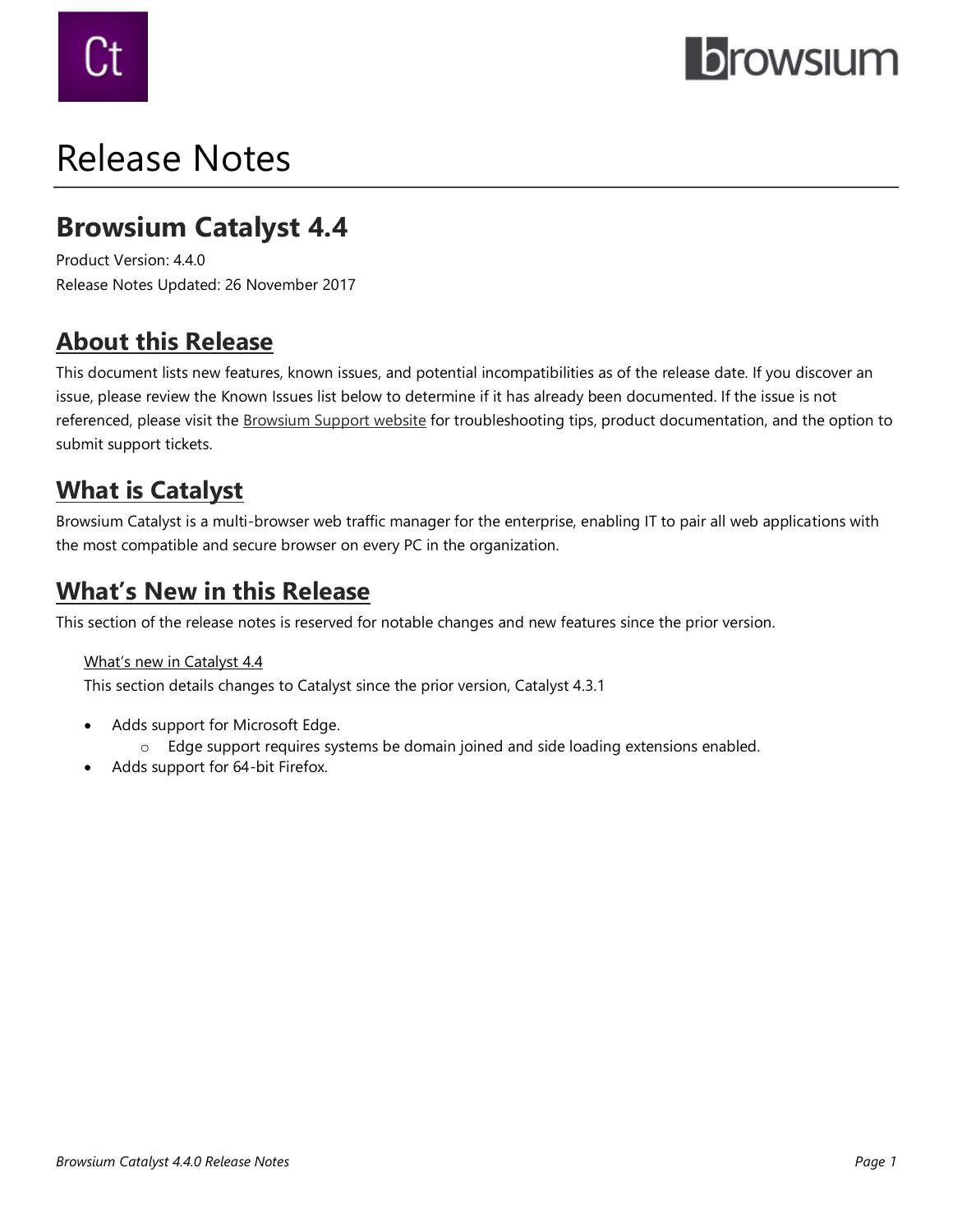# Release Notes

## Browsium Catalyst 4.4

Product Version: 4.4.0
Release Notes Updated: 26 November 2017

## About this Release

This document lists new features, known issues, and potential incompatibilities as of the release date. If you discover an issue, please review the Known Issues list below to determine if it has already been documented. If the issue is not referenced, please visit the Browsium Support website for troubleshooting tips, product documentation, and the option to submit support tickets.

## What is Catalyst

Browsium Catalyst is a multi-browser web traffic manager for the enterprise, enabling IT to pair all web applications with the most compatible and secure browser on every PC in the organization.

## What's New in this Release

This section of the release notes is reserved for notable changes and new features since the prior version.

### What's new in Catalyst 4.4

This section details changes to Catalyst since the prior version, Catalyst 4.3.1

- Adds support for Microsoft Edge.
  - Edge support requires systems be domain joined and side loading extensions enabled.
- Adds support for 64-bit Firefox.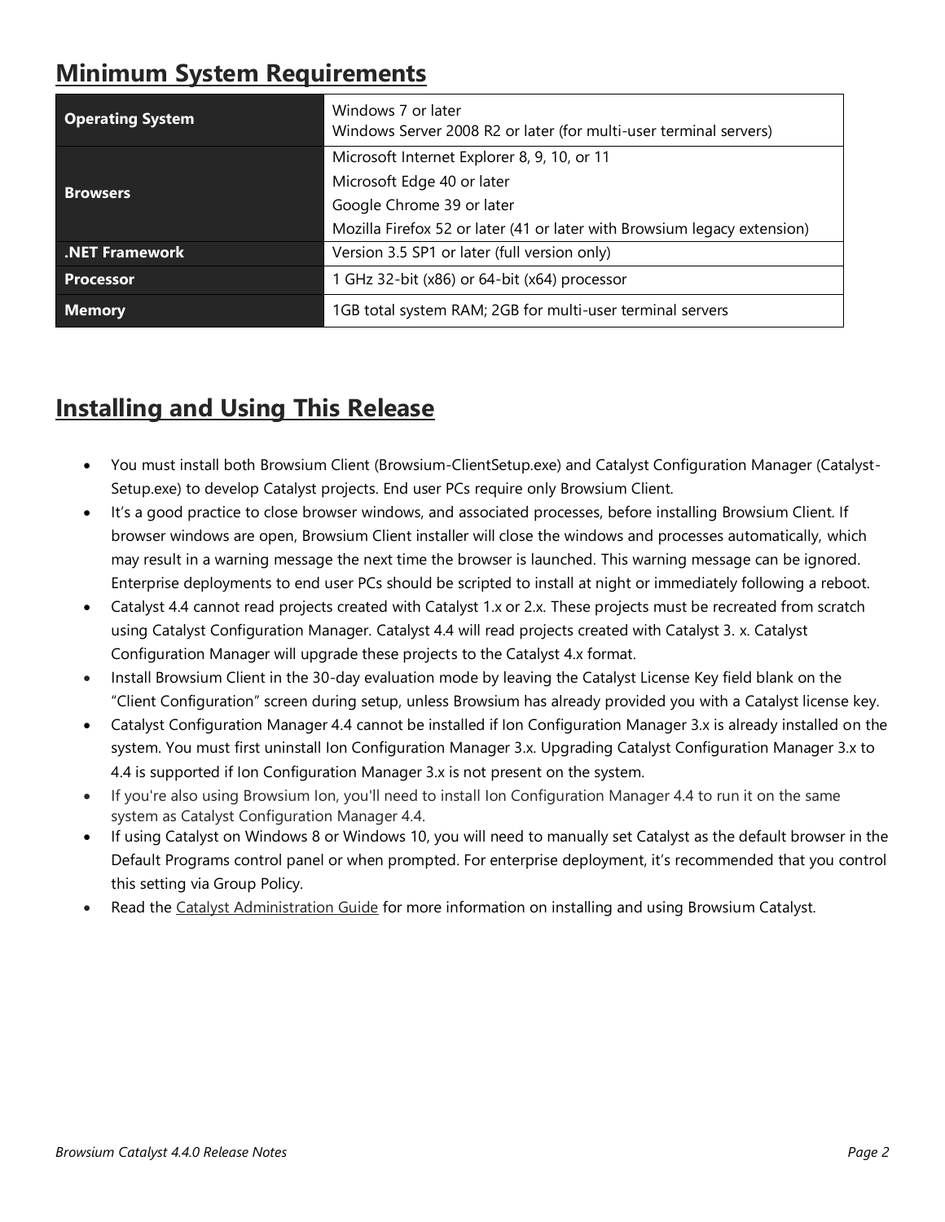## Minimum System Requirements

| | |
|---|---|
| **Operating System** | Windows 7 or later<br>Windows Server 2008 R2 or later (for multi-user terminal servers) |
| **Browsers** | Microsoft Internet Explorer 8, 9, 10, or 11<br>Microsoft Edge 40 or later<br>Google Chrome 39 or later<br>Mozilla Firefox 52 or later (41 or later with Browsium legacy extension) |
| **.NET Framework** | Version 3.5 SP1 or later (full version only) |
| **Processor** | 1 GHz 32-bit (x86) or 64-bit (x64) processor |
| **Memory** | 1GB total system RAM; 2GB for multi-user terminal servers |

## Installing and Using This Release

- You must install both Browsium Client (Browsium-ClientSetup.exe) and Catalyst Configuration Manager (Catalyst-Setup.exe) to develop Catalyst projects. End user PCs require only Browsium Client.
- It's a good practice to close browser windows, and associated processes, before installing Browsium Client. If browser windows are open, Browsium Client installer will close the windows and processes automatically, which may result in a warning message the next time the browser is launched. This warning message can be ignored. Enterprise deployments to end user PCs should be scripted to install at night or immediately following a reboot.
- Catalyst 4.4 cannot read projects created with Catalyst 1.x or 2.x. These projects must be recreated from scratch using Catalyst Configuration Manager. Catalyst 4.4 will read projects created with Catalyst 3. x. Catalyst Configuration Manager will upgrade these projects to the Catalyst 4.x format.
- Install Browsium Client in the 30-day evaluation mode by leaving the Catalyst License Key field blank on the "Client Configuration" screen during setup, unless Browsium has already provided you with a Catalyst license key.
- Catalyst Configuration Manager 4.4 cannot be installed if Ion Configuration Manager 3.x is already installed on the system. You must first uninstall Ion Configuration Manager 3.x. Upgrading Catalyst Configuration Manager 3.x to 4.4 is supported if Ion Configuration Manager 3.x is not present on the system.
- If you're also using Browsium Ion, you'll need to install Ion Configuration Manager 4.4 to run it on the same system as Catalyst Configuration Manager 4.4.
- If using Catalyst on Windows 8 or Windows 10, you will need to manually set Catalyst as the default browser in the Default Programs control panel or when prompted. For enterprise deployment, it's recommended that you control this setting via Group Policy.
- Read the Catalyst Administration Guide for more information on installing and using Browsium Catalyst.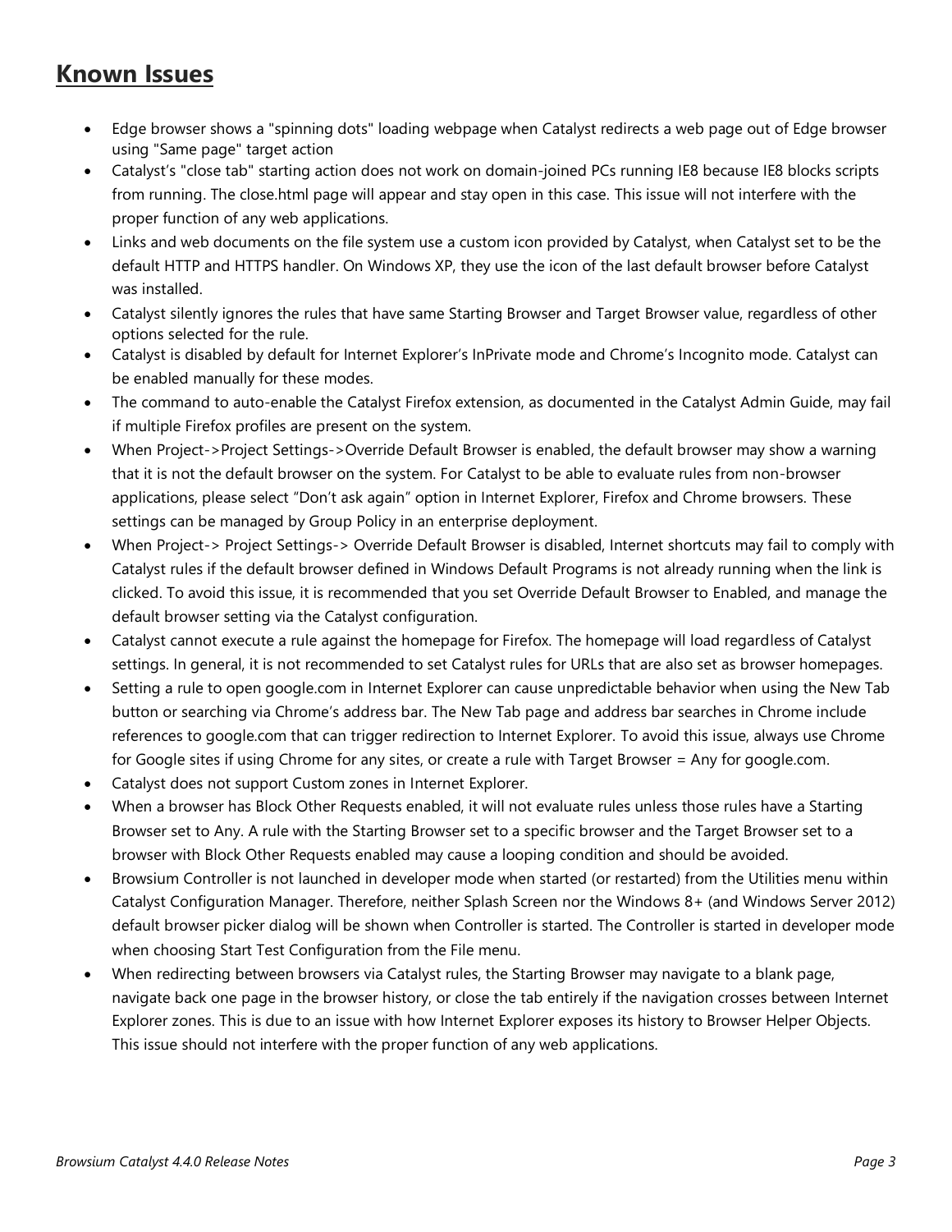## Known Issues

- Edge browser shows a "spinning dots" loading webpage when Catalyst redirects a web page out of Edge browser using "Same page" target action
- Catalyst's "close tab" starting action does not work on domain-joined PCs running IE8 because IE8 blocks scripts from running. The close.html page will appear and stay open in this case. This issue will not interfere with the proper function of any web applications.
- Links and web documents on the file system use a custom icon provided by Catalyst, when Catalyst set to be the default HTTP and HTTPS handler. On Windows XP, they use the icon of the last default browser before Catalyst was installed.
- Catalyst silently ignores the rules that have same Starting Browser and Target Browser value, regardless of other options selected for the rule.
- Catalyst is disabled by default for Internet Explorer's InPrivate mode and Chrome's Incognito mode. Catalyst can be enabled manually for these modes.
- The command to auto-enable the Catalyst Firefox extension, as documented in the Catalyst Admin Guide, may fail if multiple Firefox profiles are present on the system.
- When Project->Project Settings->Override Default Browser is enabled, the default browser may show a warning that it is not the default browser on the system. For Catalyst to be able to evaluate rules from non-browser applications, please select "Don't ask again" option in Internet Explorer, Firefox and Chrome browsers. These settings can be managed by Group Policy in an enterprise deployment.
- When Project-> Project Settings-> Override Default Browser is disabled, Internet shortcuts may fail to comply with Catalyst rules if the default browser defined in Windows Default Programs is not already running when the link is clicked. To avoid this issue, it is recommended that you set Override Default Browser to Enabled, and manage the default browser setting via the Catalyst configuration.
- Catalyst cannot execute a rule against the homepage for Firefox. The homepage will load regardless of Catalyst settings. In general, it is not recommended to set Catalyst rules for URLs that are also set as browser homepages.
- Setting a rule to open google.com in Internet Explorer can cause unpredictable behavior when using the New Tab button or searching via Chrome's address bar. The New Tab page and address bar searches in Chrome include references to google.com that can trigger redirection to Internet Explorer. To avoid this issue, always use Chrome for Google sites if using Chrome for any sites, or create a rule with Target Browser = Any for google.com.
- Catalyst does not support Custom zones in Internet Explorer.
- When a browser has Block Other Requests enabled, it will not evaluate rules unless those rules have a Starting Browser set to Any. A rule with the Starting Browser set to a specific browser and the Target Browser set to a browser with Block Other Requests enabled may cause a looping condition and should be avoided.
- Browsium Controller is not launched in developer mode when started (or restarted) from the Utilities menu within Catalyst Configuration Manager. Therefore, neither Splash Screen nor the Windows 8+ (and Windows Server 2012) default browser picker dialog will be shown when Controller is started. The Controller is started in developer mode when choosing Start Test Configuration from the File menu.
- When redirecting between browsers via Catalyst rules, the Starting Browser may navigate to a blank page, navigate back one page in the browser history, or close the tab entirely if the navigation crosses between Internet Explorer zones. This is due to an issue with how Internet Explorer exposes its history to Browser Helper Objects. This issue should not interfere with the proper function of any web applications.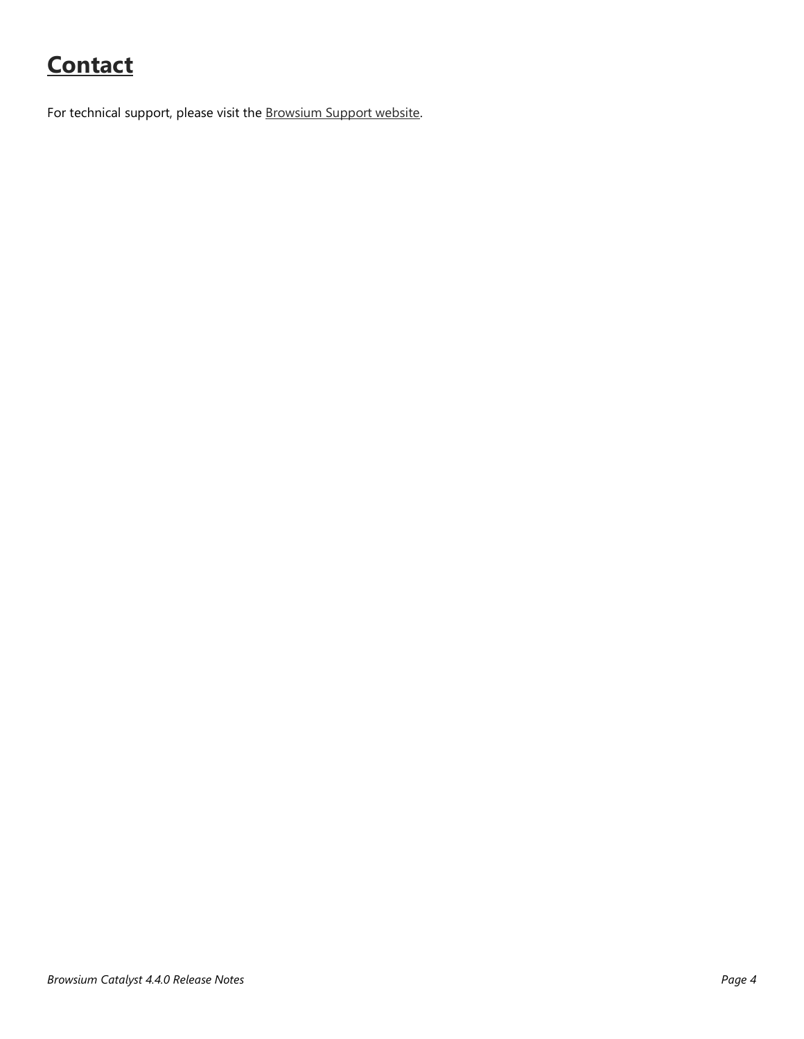# Contact

For technical support, please visit the Browsium Support website.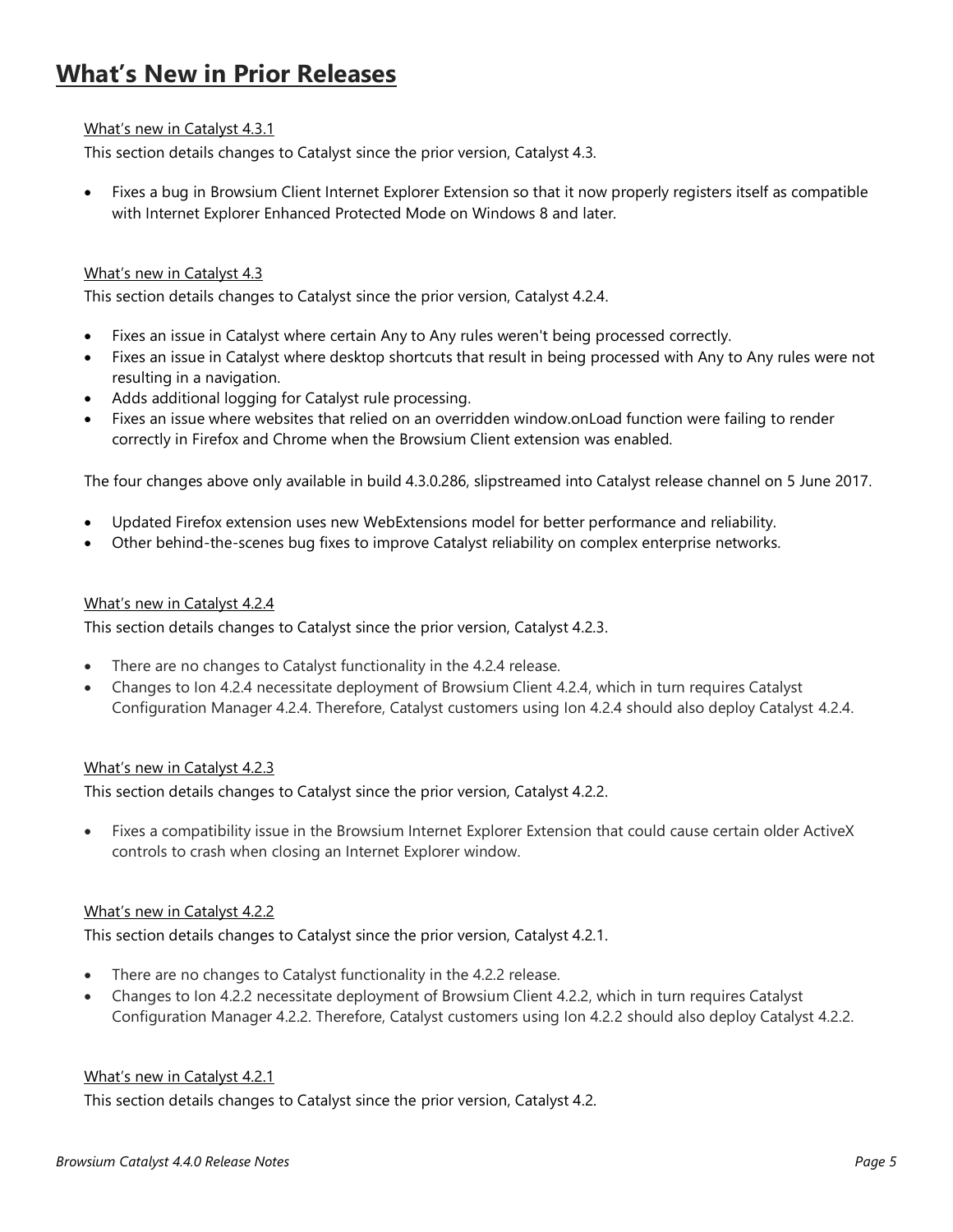# What's New in Prior Releases

What's new in Catalyst 4.3.1

This section details changes to Catalyst since the prior version, Catalyst 4.3.

- Fixes a bug in Browsium Client Internet Explorer Extension so that it now properly registers itself as compatible with Internet Explorer Enhanced Protected Mode on Windows 8 and later.

What's new in Catalyst 4.3

This section details changes to Catalyst since the prior version, Catalyst 4.2.4.

- Fixes an issue in Catalyst where certain Any to Any rules weren't being processed correctly.
- Fixes an issue in Catalyst where desktop shortcuts that result in being processed with Any to Any rules were not resulting in a navigation.
- Adds additional logging for Catalyst rule processing.
- Fixes an issue where websites that relied on an overridden window.onLoad function were failing to render correctly in Firefox and Chrome when the Browsium Client extension was enabled.

The four changes above only available in build 4.3.0.286, slipstreamed into Catalyst release channel on 5 June 2017.

- Updated Firefox extension uses new WebExtensions model for better performance and reliability.
- Other behind-the-scenes bug fixes to improve Catalyst reliability on complex enterprise networks.

What's new in Catalyst 4.2.4

This section details changes to Catalyst since the prior version, Catalyst 4.2.3.

- There are no changes to Catalyst functionality in the 4.2.4 release.
- Changes to Ion 4.2.4 necessitate deployment of Browsium Client 4.2.4, which in turn requires Catalyst Configuration Manager 4.2.4. Therefore, Catalyst customers using Ion 4.2.4 should also deploy Catalyst 4.2.4.

What's new in Catalyst 4.2.3

This section details changes to Catalyst since the prior version, Catalyst 4.2.2.

- Fixes a compatibility issue in the Browsium Internet Explorer Extension that could cause certain older ActiveX controls to crash when closing an Internet Explorer window.

What's new in Catalyst 4.2.2

This section details changes to Catalyst since the prior version, Catalyst 4.2.1.

- There are no changes to Catalyst functionality in the 4.2.2 release.
- Changes to Ion 4.2.2 necessitate deployment of Browsium Client 4.2.2, which in turn requires Catalyst Configuration Manager 4.2.2. Therefore, Catalyst customers using Ion 4.2.2 should also deploy Catalyst 4.2.2.

What's new in Catalyst 4.2.1

This section details changes to Catalyst since the prior version, Catalyst 4.2.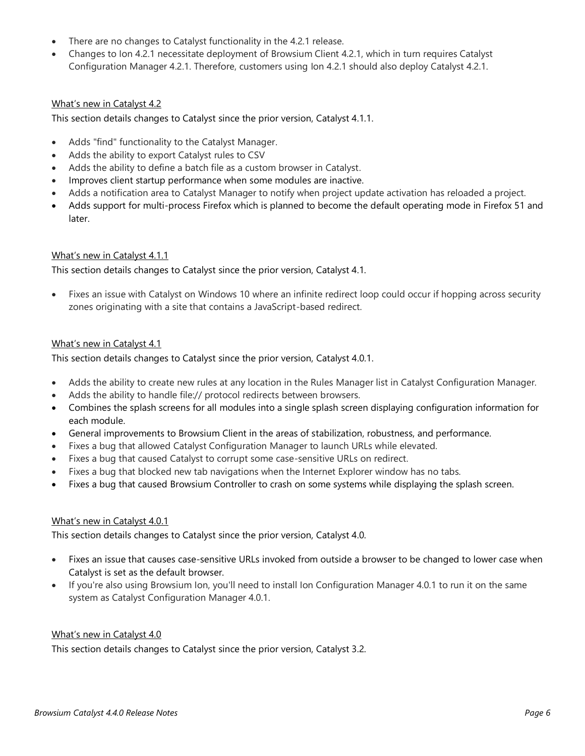- There are no changes to Catalyst functionality in the 4.2.1 release.
- Changes to Ion 4.2.1 necessitate deployment of Browsium Client 4.2.1, which in turn requires Catalyst Configuration Manager 4.2.1. Therefore, customers using Ion 4.2.1 should also deploy Catalyst 4.2.1.

### What's new in Catalyst 4.2

This section details changes to Catalyst since the prior version, Catalyst 4.1.1.

- Adds "find" functionality to the Catalyst Manager.
- Adds the ability to export Catalyst rules to CSV
- Adds the ability to define a batch file as a custom browser in Catalyst.
- Improves client startup performance when some modules are inactive.
- Adds a notification area to Catalyst Manager to notify when project update activation has reloaded a project.
- Adds support for multi-process Firefox which is planned to become the default operating mode in Firefox 51 and later.

### What's new in Catalyst 4.1.1

This section details changes to Catalyst since the prior version, Catalyst 4.1.

- Fixes an issue with Catalyst on Windows 10 where an infinite redirect loop could occur if hopping across security zones originating with a site that contains a JavaScript-based redirect.

### What's new in Catalyst 4.1

This section details changes to Catalyst since the prior version, Catalyst 4.0.1.

- Adds the ability to create new rules at any location in the Rules Manager list in Catalyst Configuration Manager.
- Adds the ability to handle file:// protocol redirects between browsers.
- Combines the splash screens for all modules into a single splash screen displaying configuration information for each module.
- General improvements to Browsium Client in the areas of stabilization, robustness, and performance.
- Fixes a bug that allowed Catalyst Configuration Manager to launch URLs while elevated.
- Fixes a bug that caused Catalyst to corrupt some case-sensitive URLs on redirect.
- Fixes a bug that blocked new tab navigations when the Internet Explorer window has no tabs.
- Fixes a bug that caused Browsium Controller to crash on some systems while displaying the splash screen.

### What's new in Catalyst 4.0.1

This section details changes to Catalyst since the prior version, Catalyst 4.0.

- Fixes an issue that causes case-sensitive URLs invoked from outside a browser to be changed to lower case when Catalyst is set as the default browser.
- If you're also using Browsium Ion, you'll need to install Ion Configuration Manager 4.0.1 to run it on the same system as Catalyst Configuration Manager 4.0.1.

### What's new in Catalyst 4.0

This section details changes to Catalyst since the prior version, Catalyst 3.2.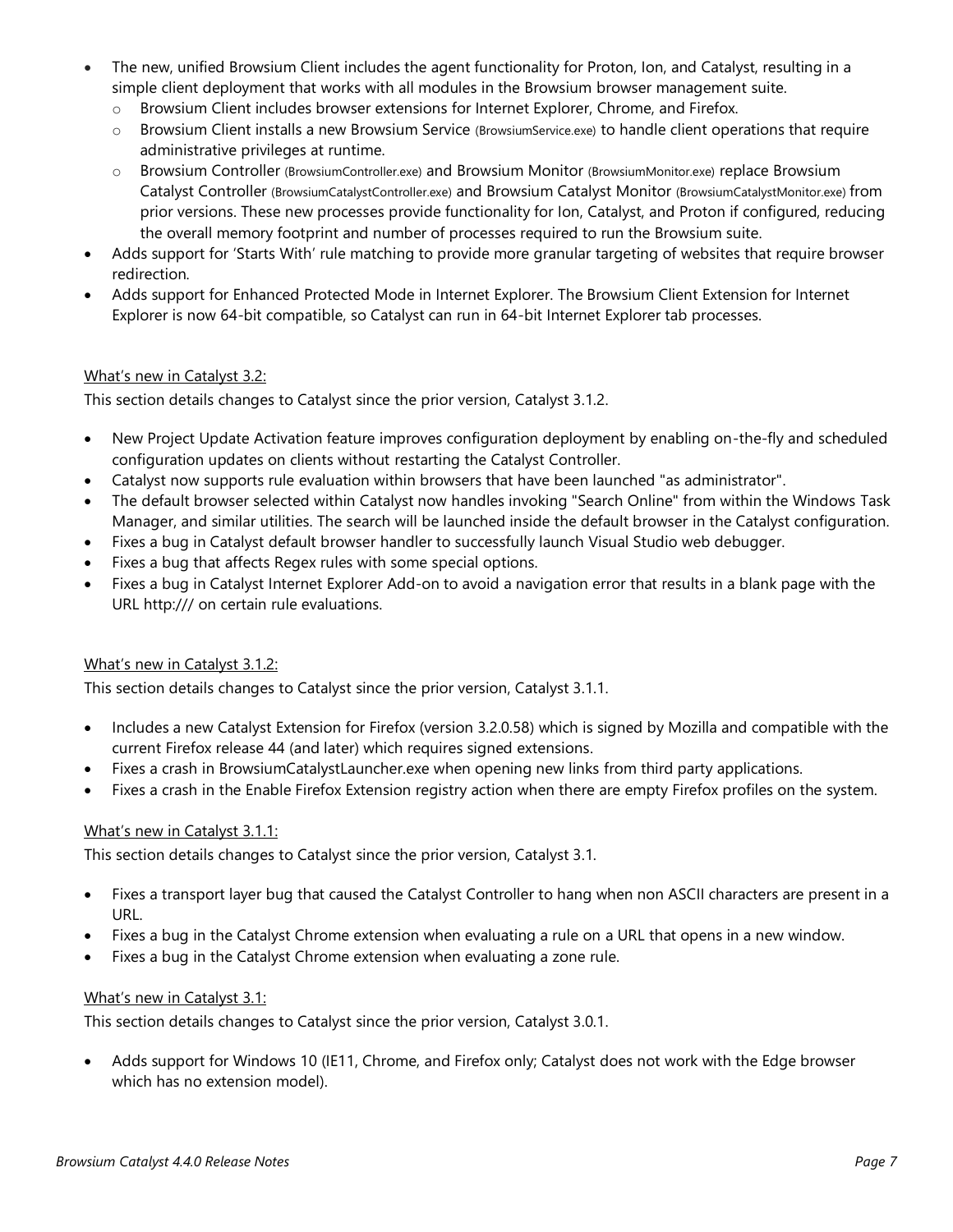- The new, unified Browsium Client includes the agent functionality for Proton, Ion, and Catalyst, resulting in a simple client deployment that works with all modules in the Browsium browser management suite.
    - Browsium Client includes browser extensions for Internet Explorer, Chrome, and Firefox.
    - Browsium Client installs a new Browsium Service (BrowsiumService.exe) to handle client operations that require administrative privileges at runtime.
    - Browsium Controller (BrowsiumController.exe) and Browsium Monitor (BrowsiumMonitor.exe) replace Browsium Catalyst Controller (BrowsiumCatalystController.exe) and Browsium Catalyst Monitor (BrowsiumCatalystMonitor.exe) from prior versions. These new processes provide functionality for Ion, Catalyst, and Proton if configured, reducing the overall memory footprint and number of processes required to run the Browsium suite.
- Adds support for 'Starts With' rule matching to provide more granular targeting of websites that require browser redirection.
- Adds support for Enhanced Protected Mode in Internet Explorer. The Browsium Client Extension for Internet Explorer is now 64-bit compatible, so Catalyst can run in 64-bit Internet Explorer tab processes.

<u>What's new in Catalyst 3.2:</u>

This section details changes to Catalyst since the prior version, Catalyst 3.1.2.

- New Project Update Activation feature improves configuration deployment by enabling on-the-fly and scheduled configuration updates on clients without restarting the Catalyst Controller.
- Catalyst now supports rule evaluation within browsers that have been launched "as administrator".
- The default browser selected within Catalyst now handles invoking "Search Online" from within the Windows Task Manager, and similar utilities. The search will be launched inside the default browser in the Catalyst configuration.
- Fixes a bug in Catalyst default browser handler to successfully launch Visual Studio web debugger.
- Fixes a bug that affects Regex rules with some special options.
- Fixes a bug in Catalyst Internet Explorer Add-on to avoid a navigation error that results in a blank page with the URL http:/// on certain rule evaluations.

<u>What's new in Catalyst 3.1.2:</u>

This section details changes to Catalyst since the prior version, Catalyst 3.1.1.

- Includes a new Catalyst Extension for Firefox (version 3.2.0.58) which is signed by Mozilla and compatible with the current Firefox release 44 (and later) which requires signed extensions.
- Fixes a crash in BrowsiumCatalystLauncher.exe when opening new links from third party applications.
- Fixes a crash in the Enable Firefox Extension registry action when there are empty Firefox profiles on the system.

<u>What's new in Catalyst 3.1.1:</u>

This section details changes to Catalyst since the prior version, Catalyst 3.1.

- Fixes a transport layer bug that caused the Catalyst Controller to hang when non ASCII characters are present in a URL.
- Fixes a bug in the Catalyst Chrome extension when evaluating a rule on a URL that opens in a new window.
- Fixes a bug in the Catalyst Chrome extension when evaluating a zone rule.

<u>What's new in Catalyst 3.1:</u>

This section details changes to Catalyst since the prior version, Catalyst 3.0.1.

- Adds support for Windows 10 (IE11, Chrome, and Firefox only; Catalyst does not work with the Edge browser which has no extension model).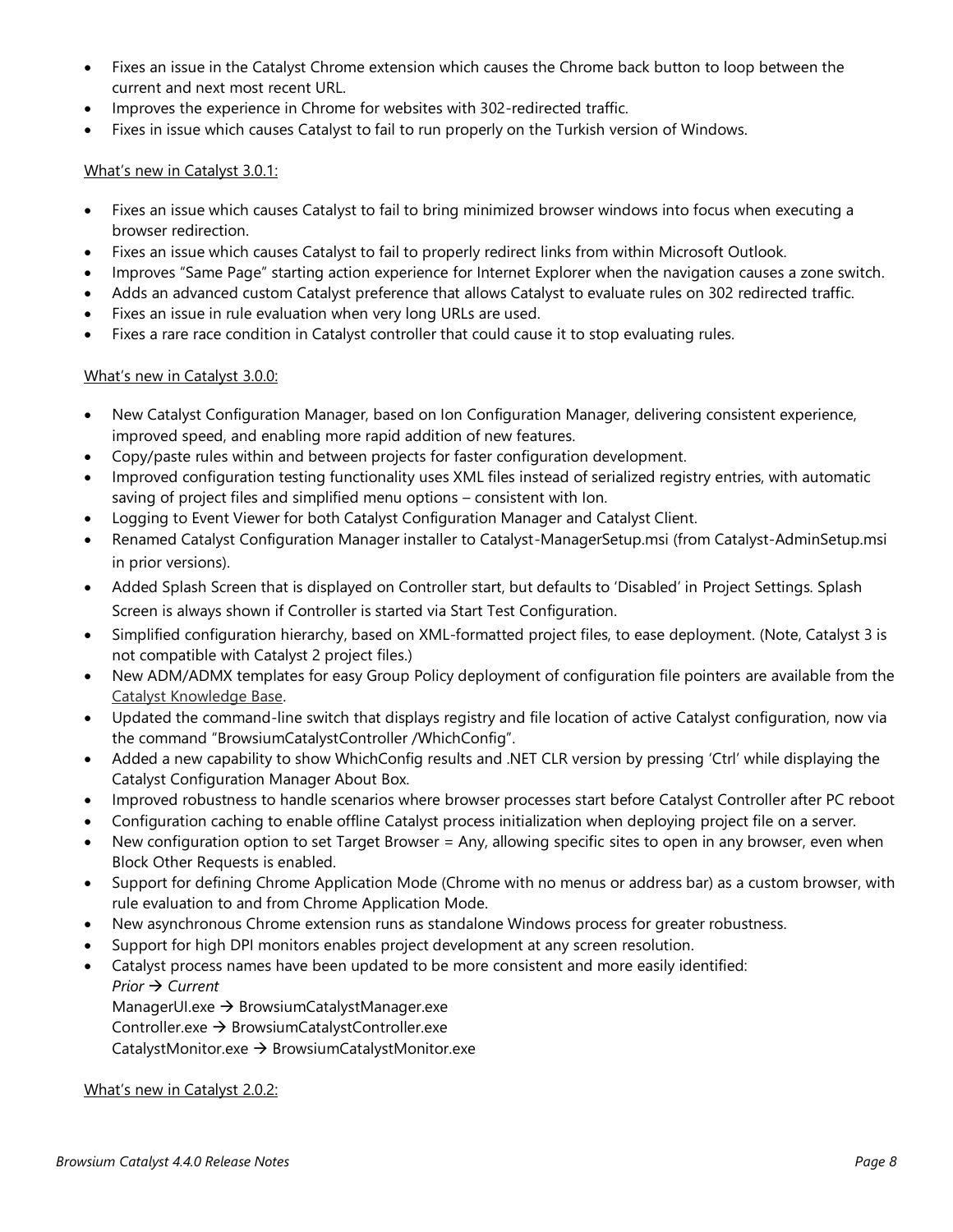- Fixes an issue in the Catalyst Chrome extension which causes the Chrome back button to loop between the current and next most recent URL.
- Improves the experience in Chrome for websites with 302-redirected traffic.
- Fixes in issue which causes Catalyst to fail to run properly on the Turkish version of Windows.

<u>What's new in Catalyst 3.0.1:</u>

- Fixes an issue which causes Catalyst to fail to bring minimized browser windows into focus when executing a browser redirection.
- Fixes an issue which causes Catalyst to fail to properly redirect links from within Microsoft Outlook.
- Improves "Same Page" starting action experience for Internet Explorer when the navigation causes a zone switch.
- Adds an advanced custom Catalyst preference that allows Catalyst to evaluate rules on 302 redirected traffic.
- Fixes an issue in rule evaluation when very long URLs are used.
- Fixes a rare race condition in Catalyst controller that could cause it to stop evaluating rules.

<u>What's new in Catalyst 3.0.0:</u>

- New Catalyst Configuration Manager, based on Ion Configuration Manager, delivering consistent experience, improved speed, and enabling more rapid addition of new features.
- Copy/paste rules within and between projects for faster configuration development.
- Improved configuration testing functionality uses XML files instead of serialized registry entries, with automatic saving of project files and simplified menu options – consistent with Ion.
- Logging to Event Viewer for both Catalyst Configuration Manager and Catalyst Client.
- Renamed Catalyst Configuration Manager installer to Catalyst-ManagerSetup.msi (from Catalyst-AdminSetup.msi in prior versions).
- Added Splash Screen that is displayed on Controller start, but defaults to 'Disabled' in Project Settings. Splash Screen is always shown if Controller is started via Start Test Configuration.
- Simplified configuration hierarchy, based on XML-formatted project files, to ease deployment. (Note, Catalyst 3 is not compatible with Catalyst 2 project files.)
- New ADM/ADMX templates for easy Group Policy deployment of configuration file pointers are available from the <u>Catalyst Knowledge Base</u>.
- Updated the command-line switch that displays registry and file location of active Catalyst configuration, now via the command "BrowsiumCatalystController /WhichConfig".
- Added a new capability to show WhichConfig results and .NET CLR version by pressing 'Ctrl' while displaying the Catalyst Configuration Manager About Box.
- Improved robustness to handle scenarios where browser processes start before Catalyst Controller after PC reboot
- Configuration caching to enable offline Catalyst process initialization when deploying project file on a server.
- New configuration option to set Target Browser = Any, allowing specific sites to open in any browser, even when Block Other Requests is enabled.
- Support for defining Chrome Application Mode (Chrome with no menus or address bar) as a custom browser, with rule evaluation to and from Chrome Application Mode.
- New asynchronous Chrome extension runs as standalone Windows process for greater robustness.
- Support for high DPI monitors enables project development at any screen resolution.
- Catalyst process names have been updated to be more consistent and more easily identified:
  *Prior → Current*
  ManagerUI.exe → BrowsiumCatalystManager.exe
  Controller.exe → BrowsiumCatalystController.exe
  CatalystMonitor.exe → BrowsiumCatalystMonitor.exe

<u>What's new in Catalyst 2.0.2:</u>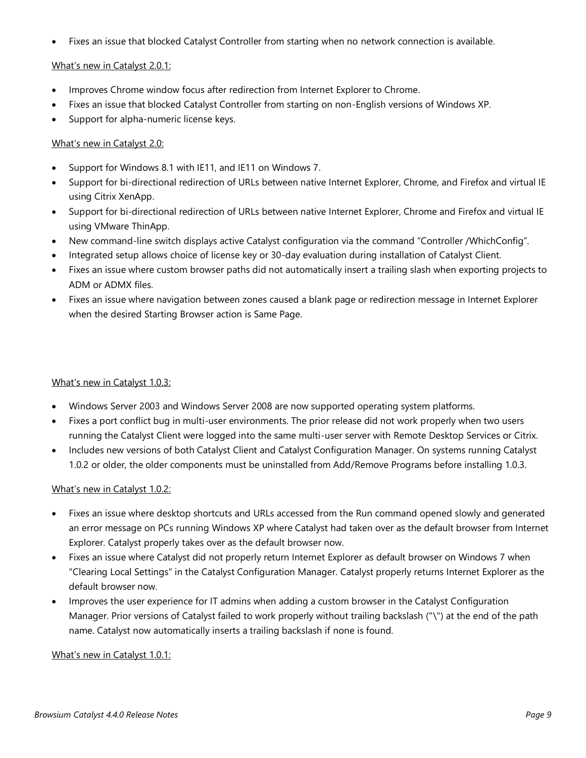- Fixes an issue that blocked Catalyst Controller from starting when no network connection is available.

<u>What's new in Catalyst 2.0.1:</u>

- Improves Chrome window focus after redirection from Internet Explorer to Chrome.
- Fixes an issue that blocked Catalyst Controller from starting on non-English versions of Windows XP.
- Support for alpha-numeric license keys.

<u>What's new in Catalyst 2.0:</u>

- Support for Windows 8.1 with IE11, and IE11 on Windows 7.
- Support for bi-directional redirection of URLs between native Internet Explorer, Chrome, and Firefox and virtual IE using Citrix XenApp.
- Support for bi-directional redirection of URLs between native Internet Explorer, Chrome and Firefox and virtual IE using VMware ThinApp.
- New command-line switch displays active Catalyst configuration via the command "Controller /WhichConfig".
- Integrated setup allows choice of license key or 30-day evaluation during installation of Catalyst Client.
- Fixes an issue where custom browser paths did not automatically insert a trailing slash when exporting projects to ADM or ADMX files.
- Fixes an issue where navigation between zones caused a blank page or redirection message in Internet Explorer when the desired Starting Browser action is Same Page.

<u>What's new in Catalyst 1.0.3:</u>

- Windows Server 2003 and Windows Server 2008 are now supported operating system platforms.
- Fixes a port conflict bug in multi-user environments. The prior release did not work properly when two users running the Catalyst Client were logged into the same multi-user server with Remote Desktop Services or Citrix.
- Includes new versions of both Catalyst Client and Catalyst Configuration Manager. On systems running Catalyst 1.0.2 or older, the older components must be uninstalled from Add/Remove Programs before installing 1.0.3.

<u>What's new in Catalyst 1.0.2:</u>

- Fixes an issue where desktop shortcuts and URLs accessed from the Run command opened slowly and generated an error message on PCs running Windows XP where Catalyst had taken over as the default browser from Internet Explorer. Catalyst properly takes over as the default browser now.
- Fixes an issue where Catalyst did not properly return Internet Explorer as default browser on Windows 7 when "Clearing Local Settings" in the Catalyst Configuration Manager. Catalyst properly returns Internet Explorer as the default browser now.
- Improves the user experience for IT admins when adding a custom browser in the Catalyst Configuration Manager. Prior versions of Catalyst failed to work properly without trailing backslash ("\") at the end of the path name. Catalyst now automatically inserts a trailing backslash if none is found.

<u>What's new in Catalyst 1.0.1:</u>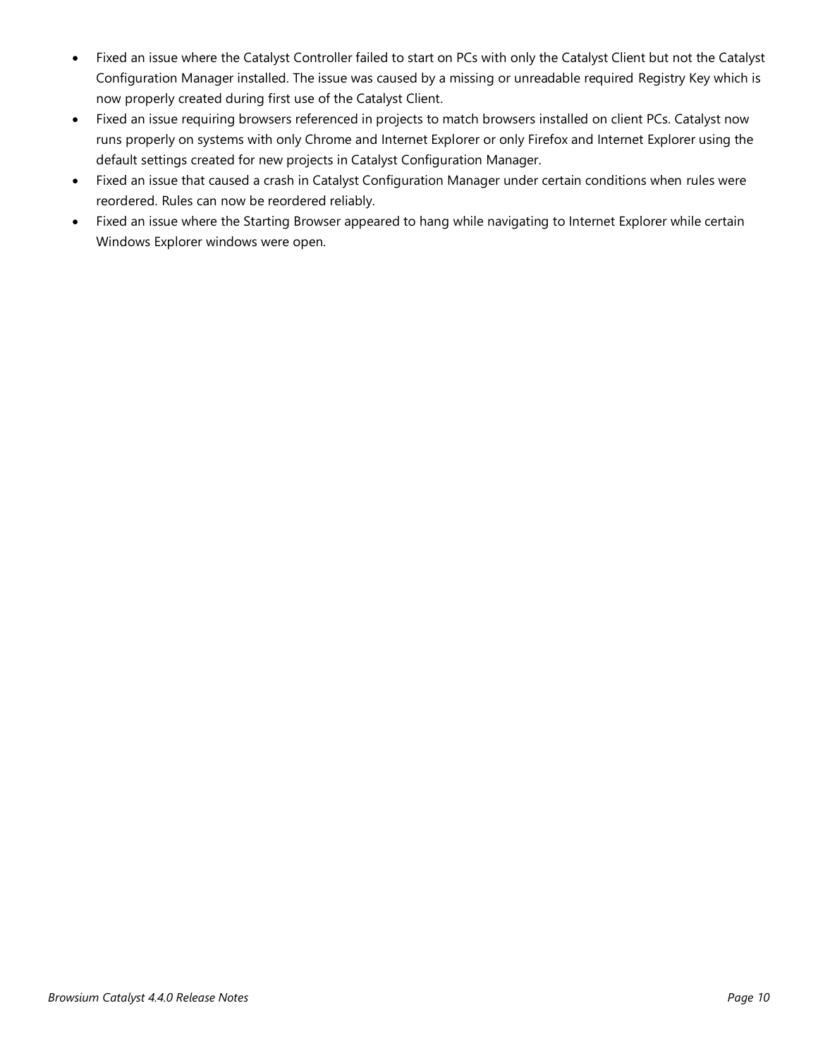- Fixed an issue where the Catalyst Controller failed to start on PCs with only the Catalyst Client but not the Catalyst Configuration Manager installed. The issue was caused by a missing or unreadable required Registry Key which is now properly created during first use of the Catalyst Client.
- Fixed an issue requiring browsers referenced in projects to match browsers installed on client PCs. Catalyst now runs properly on systems with only Chrome and Internet Explorer or only Firefox and Internet Explorer using the default settings created for new projects in Catalyst Configuration Manager.
- Fixed an issue that caused a crash in Catalyst Configuration Manager under certain conditions when rules were reordered. Rules can now be reordered reliably.
- Fixed an issue where the Starting Browser appeared to hang while navigating to Internet Explorer while certain Windows Explorer windows were open.